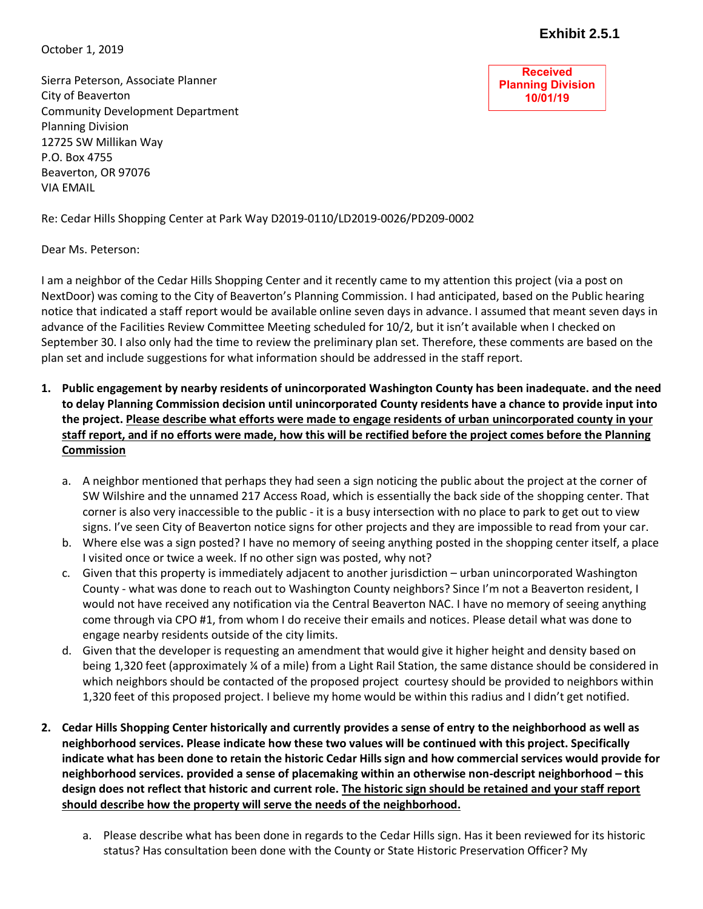**Exhibit 2.5.1**

October 1, 2019

Received
Planning Division
10/01/19

Sierra Peterson, Associate Planner
City of Beaverton
Community Development Department
Planning Division
12725 SW Millikan Way
P.O. Box 4755
Beaverton, OR 97076
VIA EMAIL

Re: Cedar Hills Shopping Center at Park Way D2019-0110/LD2019-0026/PD209-0002

Dear Ms. Peterson:

I am a neighbor of the Cedar Hills Shopping Center and it recently came to my attention this project (via a post on NextDoor) was coming to the City of Beaverton's Planning Commission. I had anticipated, based on the Public hearing notice that indicated a staff report would be available online seven days in advance. I assumed that meant seven days in advance of the Facilities Review Committee Meeting scheduled for 10/2, but it isn't available when I checked on September 30. I also only had the time to review the preliminary plan set. Therefore, these comments are based on the plan set and include suggestions for what information should be addressed in the staff report.

1. **Public engagement by nearby residents of unincorporated Washington County has been inadequate. and the need to delay Planning Commission decision until unincorporated County residents have a chance to provide input into the project. <u>Please describe what efforts were made to engage residents of urban unincorporated county in your staff report, and if no efforts were made, how this will be rectified before the project comes before the Planning Commission</u>**

   a. A neighbor mentioned that perhaps they had seen a sign noticing the public about the project at the corner of SW Wilshire and the unnamed 217 Access Road, which is essentially the back side of the shopping center. That corner is also very inaccessible to the public - it is a busy intersection with no place to park to get out to view signs. I've seen City of Beaverton notice signs for other projects and they are impossible to read from your car.

   b. Where else was a sign posted? I have no memory of seeing anything posted in the shopping center itself, a place I visited once or twice a week. If no other sign was posted, why not?

   c. Given that this property is immediately adjacent to another jurisdiction – urban unincorporated Washington County - what was done to reach out to Washington County neighbors? Since I'm not a Beaverton resident, I would not have received any notification via the Central Beaverton NAC. I have no memory of seeing anything come through via CPO #1, from whom I do receive their emails and notices. Please detail what was done to engage nearby residents outside of the city limits.

   d. Given that the developer is requesting an amendment that would give it higher height and density based on being 1,320 feet (approximately ¼ of a mile) from a Light Rail Station, the same distance should be considered in which neighbors should be contacted of the proposed project courtesy should be provided to neighbors within 1,320 feet of this proposed project. I believe my home would be within this radius and I didn't get notified.

2. **Cedar Hills Shopping Center historically and currently provides a sense of entry to the neighborhood as well as neighborhood services. Please indicate how these two values will be continued with this project. Specifically indicate what has been done to retain the historic Cedar Hills sign and how commercial services would provide for neighborhood services. provided a sense of placemaking within an otherwise non-descript neighborhood – this design does not reflect that historic and current role. <u>The historic sign should be retained and your staff report should describe how the property will serve the needs of the neighborhood.</u>**

   a. Please describe what has been done in regards to the Cedar Hills sign. Has it been reviewed for its historic status? Has consultation been done with the County or State Historic Preservation Officer? My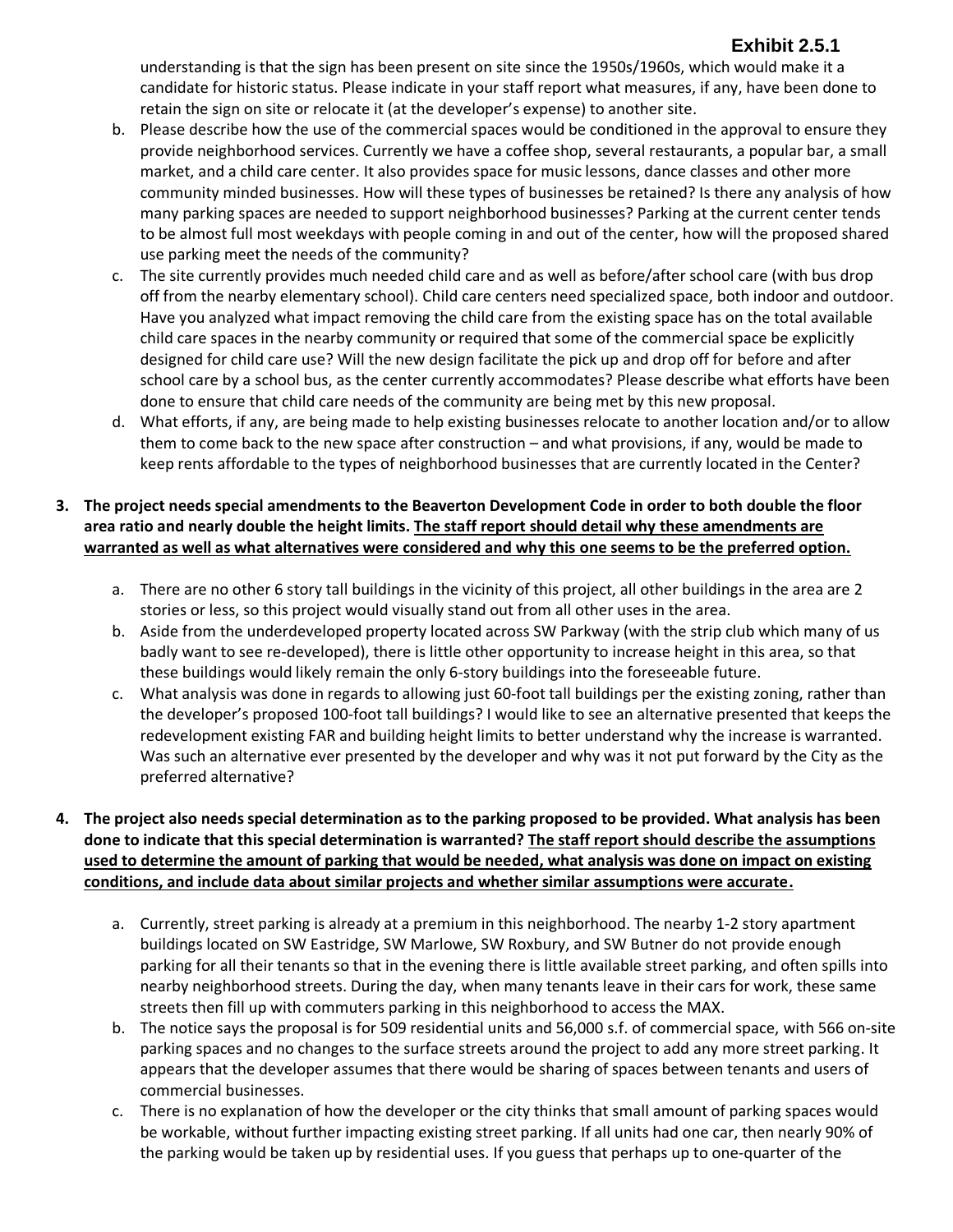understanding is that the sign has been present on site since the 1950s/1960s, which would make it a candidate for historic status. Please indicate in your staff report what measures, if any, have been done to retain the sign on site or relocate it (at the developer's expense) to another site.

b. Please describe how the use of the commercial spaces would be conditioned in the approval to ensure they provide neighborhood services. Currently we have a coffee shop, several restaurants, a popular bar, a small market, and a child care center. It also provides space for music lessons, dance classes and other more community minded businesses. How will these types of businesses be retained? Is there any analysis of how many parking spaces are needed to support neighborhood businesses? Parking at the current center tends to be almost full most weekdays with people coming in and out of the center, how will the proposed shared use parking meet the needs of the community?

c. The site currently provides much needed child care and as well as before/after school care (with bus drop off from the nearby elementary school). Child care centers need specialized space, both indoor and outdoor. Have you analyzed what impact removing the child care from the existing space has on the total available child care spaces in the nearby community or required that some of the commercial space be explicitly designed for child care use? Will the new design facilitate the pick up and drop off for before and after school care by a school bus, as the center currently accommodates? Please describe what efforts have been done to ensure that child care needs of the community are being met by this new proposal.

d. What efforts, if any, are being made to help existing businesses relocate to another location and/or to allow them to come back to the new space after construction – and what provisions, if any, would be made to keep rents affordable to the types of neighborhood businesses that are currently located in the Center?

3. **The project needs special amendments to the Beaverton Development Code in order to both double the floor area ratio and nearly double the height limits. <u>The staff report should detail why these amendments are warranted as well as what alternatives were considered and why this one seems to be the preferred option.</u>**

   a. There are no other 6 story tall buildings in the vicinity of this project, all other buildings in the area are 2 stories or less, so this project would visually stand out from all other uses in the area.

   b. Aside from the underdeveloped property located across SW Parkway (with the strip club which many of us badly want to see re-developed), there is little other opportunity to increase height in this area, so that these buildings would likely remain the only 6-story buildings into the foreseeable future.

   c. What analysis was done in regards to allowing just 60-foot tall buildings per the existing zoning, rather than the developer's proposed 100-foot tall buildings? I would like to see an alternative presented that keeps the redevelopment existing FAR and building height limits to better understand why the increase is warranted. Was such an alternative ever presented by the developer and why was it not put forward by the City as the preferred alternative?

4. **The project also needs special determination as to the parking proposed to be provided. What analysis has been done to indicate that this special determination is warranted? <u>The staff report should describe the assumptions used to determine the amount of parking that would be needed, what analysis was done on impact on existing conditions, and include data about similar projects and whether similar assumptions were accurate</u>.**

   a. Currently, street parking is already at a premium in this neighborhood. The nearby 1-2 story apartment buildings located on SW Eastridge, SW Marlowe, SW Roxbury, and SW Butner do not provide enough parking for all their tenants so that in the evening there is little available street parking, and often spills into nearby neighborhood streets. During the day, when many tenants leave in their cars for work, these same streets then fill up with commuters parking in this neighborhood to access the MAX.

   b. The notice says the proposal is for 509 residential units and 56,000 s.f. of commercial space, with 566 on-site parking spaces and no changes to the surface streets around the project to add any more street parking. It appears that the developer assumes that there would be sharing of spaces between tenants and users of commercial businesses.

   c. There is no explanation of how the developer or the city thinks that small amount of parking spaces would be workable, without further impacting existing street parking. If all units had one car, then nearly 90% of the parking would be taken up by residential uses. If you guess that perhaps up to one-quarter of the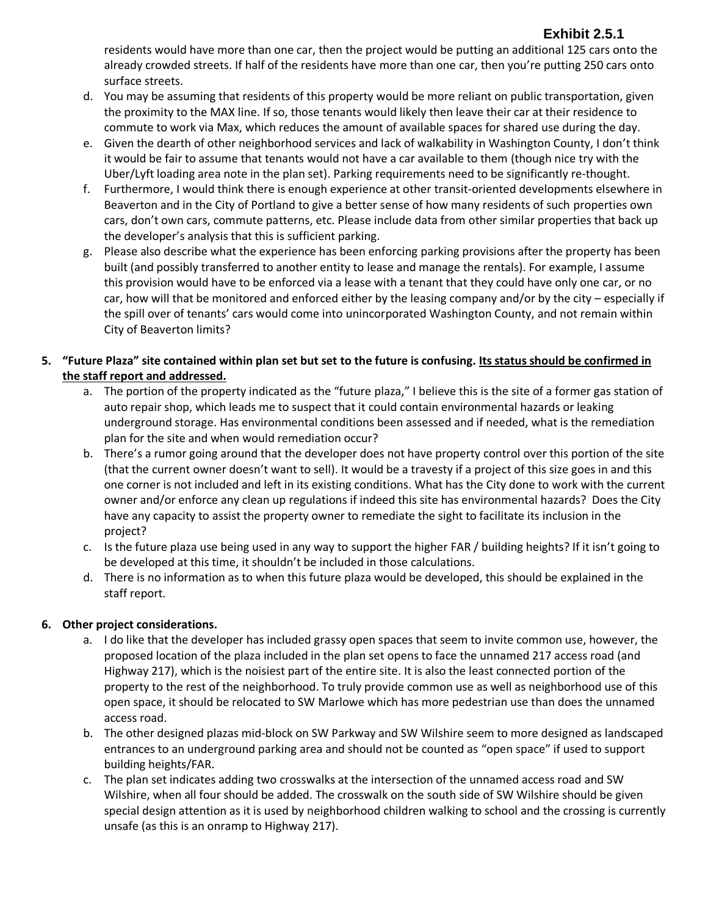residents would have more than one car, then the project would be putting an additional 125 cars onto the already crowded streets. If half of the residents have more than one car, then you're putting 250 cars onto surface streets.

d. You may be assuming that residents of this property would be more reliant on public transportation, given the proximity to the MAX line. If so, those tenants would likely then leave their car at their residence to commute to work via Max, which reduces the amount of available spaces for shared use during the day.

e. Given the dearth of other neighborhood services and lack of walkability in Washington County, I don't think it would be fair to assume that tenants would not have a car available to them (though nice try with the Uber/Lyft loading area note in the plan set). Parking requirements need to be significantly re-thought.

f. Furthermore, I would think there is enough experience at other transit-oriented developments elsewhere in Beaverton and in the City of Portland to give a better sense of how many residents of such properties own cars, don't own cars, commute patterns, etc. Please include data from other similar properties that back up the developer's analysis that this is sufficient parking.

g. Please also describe what the experience has been enforcing parking provisions after the property has been built (and possibly transferred to another entity to lease and manage the rentals). For example, I assume this provision would have to be enforced via a lease with a tenant that they could have only one car, or no car, how will that be monitored and enforced either by the leasing company and/or by the city – especially if the spill over of tenants' cars would come into unincorporated Washington County, and not remain within City of Beaverton limits?

**5. "Future Plaza" site contained within plan set but set to the future is confusing. <u>Its status should be confirmed in the staff report and addressed.</u>**

a. The portion of the property indicated as the "future plaza," I believe this is the site of a former gas station of auto repair shop, which leads me to suspect that it could contain environmental hazards or leaking underground storage. Has environmental conditions been assessed and if needed, what is the remediation plan for the site and when would remediation occur?

b. There's a rumor going around that the developer does not have property control over this portion of the site (that the current owner doesn't want to sell). It would be a travesty if a project of this size goes in and this one corner is not included and left in its existing conditions. What has the City done to work with the current owner and/or enforce any clean up regulations if indeed this site has environmental hazards? Does the City have any capacity to assist the property owner to remediate the sight to facilitate its inclusion in the project?

c. Is the future plaza use being used in any way to support the higher FAR / building heights? If it isn't going to be developed at this time, it shouldn't be included in those calculations.

d. There is no information as to when this future plaza would be developed, this should be explained in the staff report.

**6. Other project considerations.**

a. I do like that the developer has included grassy open spaces that seem to invite common use, however, the proposed location of the plaza included in the plan set opens to face the unnamed 217 access road (and Highway 217), which is the noisiest part of the entire site. It is also the least connected portion of the property to the rest of the neighborhood. To truly provide common use as well as neighborhood use of this open space, it should be relocated to SW Marlowe which has more pedestrian use than does the unnamed access road.

b. The other designed plazas mid-block on SW Parkway and SW Wilshire seem to more designed as landscaped entrances to an underground parking area and should not be counted as "open space" if used to support building heights/FAR.

c. The plan set indicates adding two crosswalks at the intersection of the unnamed access road and SW Wilshire, when all four should be added. The crosswalk on the south side of SW Wilshire should be given special design attention as it is used by neighborhood children walking to school and the crossing is currently unsafe (as this is an onramp to Highway 217).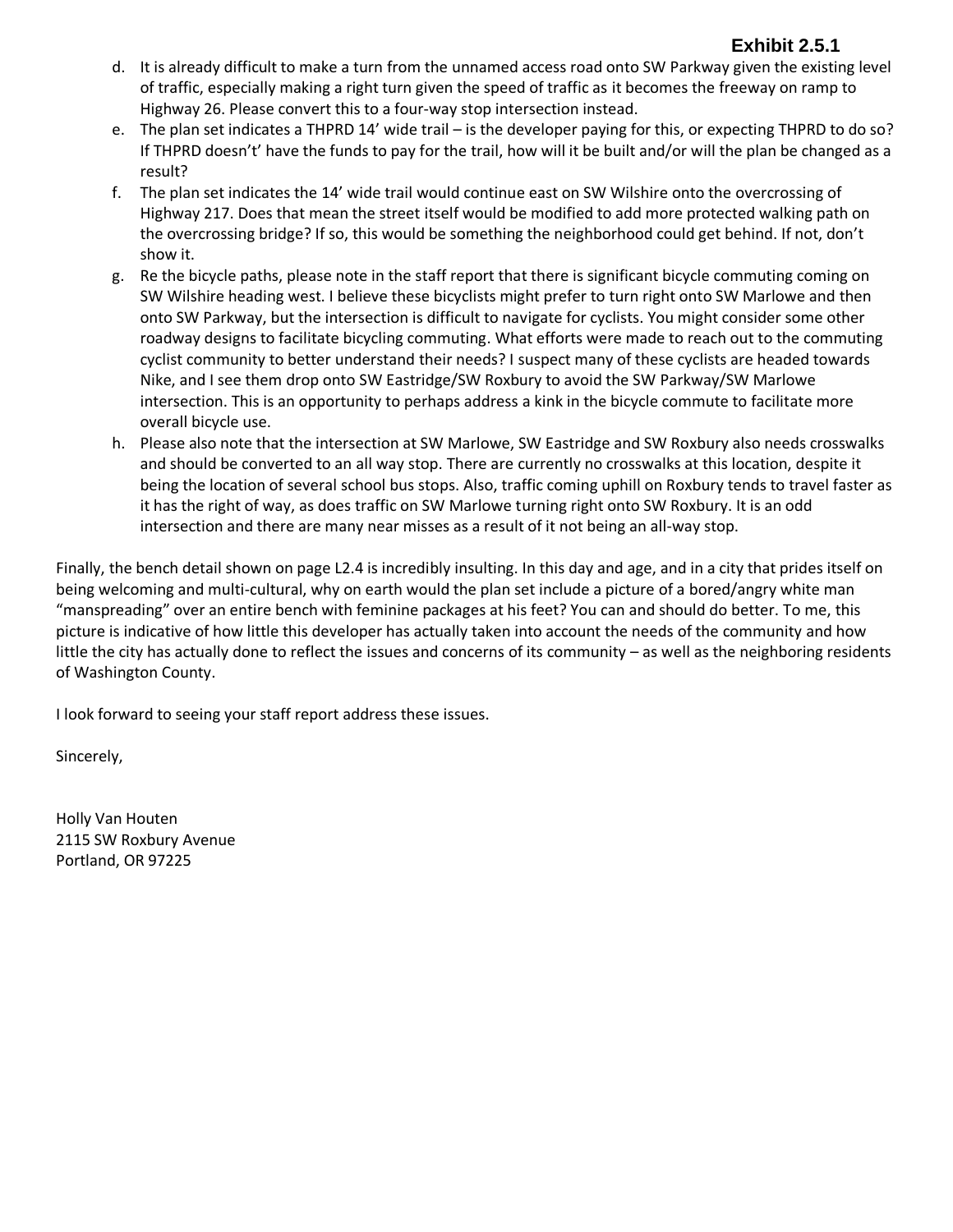**Exhibit 2.5.1**

d. It is already difficult to make a turn from the unnamed access road onto SW Parkway given the existing level of traffic, especially making a right turn given the speed of traffic as it becomes the freeway on ramp to Highway 26. Please convert this to a four-way stop intersection instead.

e. The plan set indicates a THPRD 14' wide trail – is the developer paying for this, or expecting THPRD to do so? If THPRD doesn't' have the funds to pay for the trail, how will it be built and/or will the plan be changed as a result?

f. The plan set indicates the 14' wide trail would continue east on SW Wilshire onto the overcrossing of Highway 217. Does that mean the street itself would be modified to add more protected walking path on the overcrossing bridge? If so, this would be something the neighborhood could get behind. If not, don't show it.

g. Re the bicycle paths, please note in the staff report that there is significant bicycle commuting coming on SW Wilshire heading west. I believe these bicyclists might prefer to turn right onto SW Marlowe and then onto SW Parkway, but the intersection is difficult to navigate for cyclists. You might consider some other roadway designs to facilitate bicycling commuting. What efforts were made to reach out to the commuting cyclist community to better understand their needs? I suspect many of these cyclists are headed towards Nike, and I see them drop onto SW Eastridge/SW Roxbury to avoid the SW Parkway/SW Marlowe intersection. This is an opportunity to perhaps address a kink in the bicycle commute to facilitate more overall bicycle use.

h. Please also note that the intersection at SW Marlowe, SW Eastridge and SW Roxbury also needs crosswalks and should be converted to an all way stop. There are currently no crosswalks at this location, despite it being the location of several school bus stops. Also, traffic coming uphill on Roxbury tends to travel faster as it has the right of way, as does traffic on SW Marlowe turning right onto SW Roxbury. It is an odd intersection and there are many near misses as a result of it not being an all-way stop.

Finally, the bench detail shown on page L2.4 is incredibly insulting. In this day and age, and in a city that prides itself on being welcoming and multi-cultural, why on earth would the plan set include a picture of a bored/angry white man "manspreading" over an entire bench with feminine packages at his feet? You can and should do better. To me, this picture is indicative of how little this developer has actually taken into account the needs of the community and how little the city has actually done to reflect the issues and concerns of its community – as well as the neighboring residents of Washington County.

I look forward to seeing your staff report address these issues.

Sincerely,

Holly Van Houten
2115 SW Roxbury Avenue
Portland, OR 97225